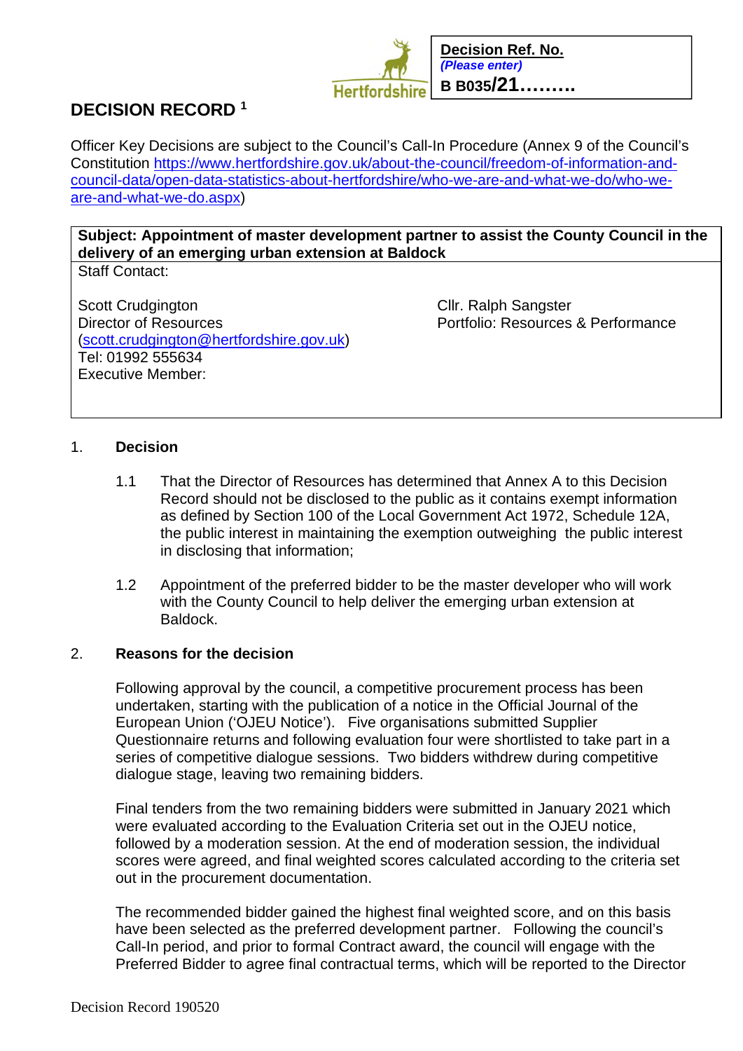**Decision Ref. No.**
*(Please enter)*
**B B035/21………**

# DECISION RECORD [1]

Officer Key Decisions are subject to the Council's Call-In Procedure (Annex 9 of the Council's Constitution https://www.hertfordshire.gov.uk/about-the-council/freedom-of-information-and-council-data/open-data-statistics-about-hertfordshire/who-we-are-and-what-we-do/who-we-are-and-what-we-do.aspx)

| **Subject: Appointment of master development partner to assist the County Council in the delivery of an emerging urban extension at Baldock** | |
|---|---|
| Staff Contact:<br><br>Scott Crudgington<br>Director of Resources<br>(scott.crudgington@hertfordshire.gov.uk)<br>Tel: 01992 555634<br>Executive Member: | <br><br>Cllr. Ralph Sangster<br>Portfolio: Resources & Performance |

1. **Decision**

1.1 That the Director of Resources has determined that Annex A to this Decision Record should not be disclosed to the public as it contains exempt information as defined by Section 100 of the Local Government Act 1972, Schedule 12A, the public interest in maintaining the exemption outweighing the public interest in disclosing that information;

1.2 Appointment of the preferred bidder to be the master developer who will work with the County Council to help deliver the emerging urban extension at Baldock.

2. **Reasons for the decision**

Following approval by the council, a competitive procurement process has been undertaken, starting with the publication of a notice in the Official Journal of the European Union ('OJEU Notice'). Five organisations submitted Supplier Questionnaire returns and following evaluation four were shortlisted to take part in a series of competitive dialogue sessions. Two bidders withdrew during competitive dialogue stage, leaving two remaining bidders.

Final tenders from the two remaining bidders were submitted in January 2021 which were evaluated according to the Evaluation Criteria set out in the OJEU notice, followed by a moderation session. At the end of moderation session, the individual scores were agreed, and final weighted scores calculated according to the criteria set out in the procurement documentation.

The recommended bidder gained the highest final weighted score, and on this basis have been selected as the preferred development partner. Following the council's Call-In period, and prior to formal Contract award, the council will engage with the Preferred Bidder to agree final contractual terms, which will be reported to the Director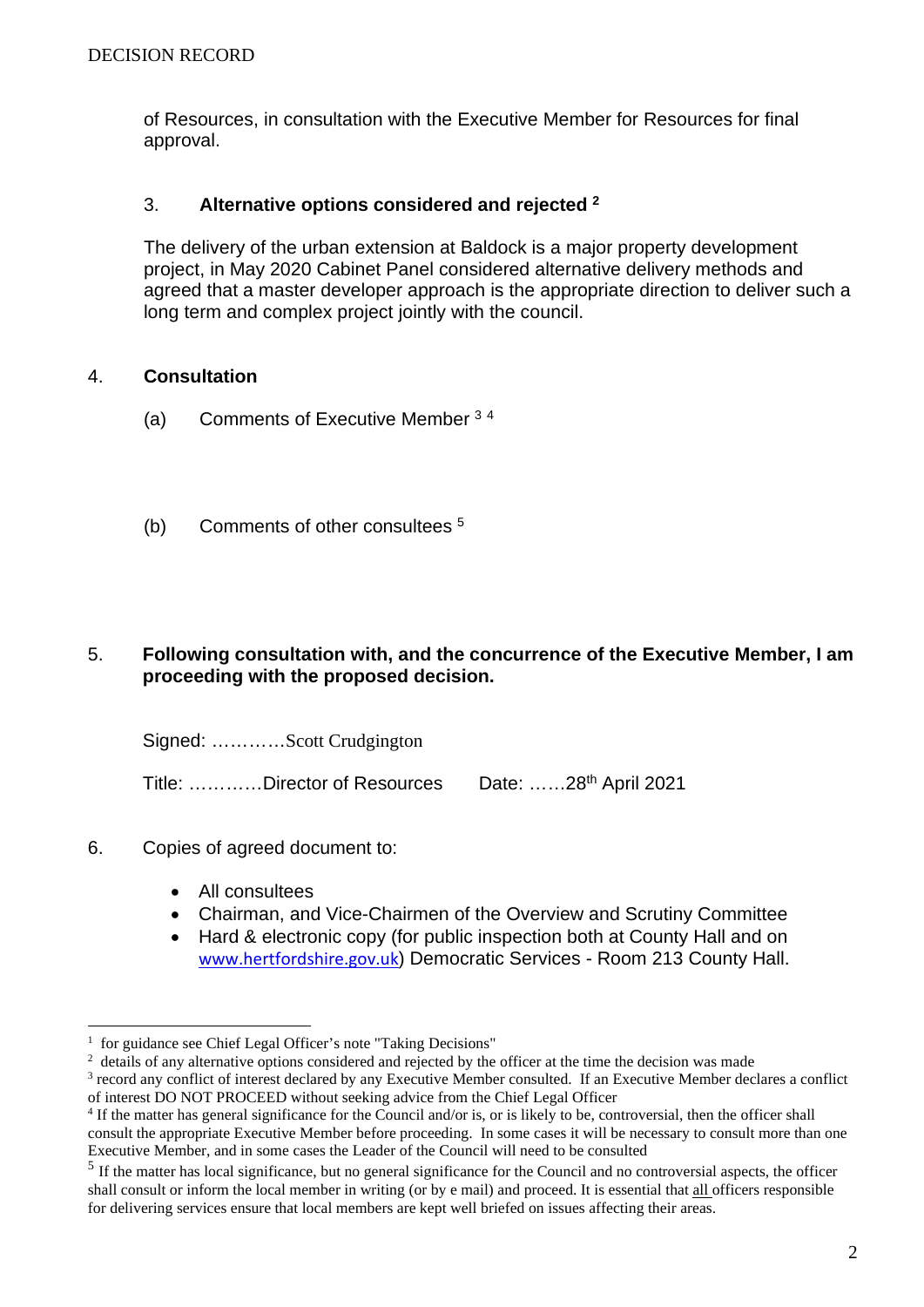of Resources, in consultation with the Executive Member for Resources for final approval.

3. **Alternative options considered and rejected [2]**

The delivery of the urban extension at Baldock is a major property development project, in May 2020 Cabinet Panel considered alternative delivery methods and agreed that a master developer approach is the appropriate direction to deliver such a long term and complex project jointly with the council.

4. **Consultation**

(a) Comments of Executive Member [3] [4]

(b) Comments of other consultees [5]

5. **Following consultation with, and the concurrence of the Executive Member, I am proceeding with the proposed decision.**

Signed: …………Scott Crudgington

Title: …………Director of Resources Date: ……28th April 2021

6. Copies of agreed document to:

- All consultees
- Chairman, and Vice-Chairmen of the Overview and Scrutiny Committee
- Hard & electronic copy (for public inspection both at County Hall and on www.hertfordshire.gov.uk) Democratic Services - Room 213 County Hall.

---

[1] for guidance see Chief Legal Officer's note "Taking Decisions"

[2] details of any alternative options considered and rejected by the officer at the time the decision was made

[3] record any conflict of interest declared by any Executive Member consulted. If an Executive Member declares a conflict of interest DO NOT PROCEED without seeking advice from the Chief Legal Officer

[4] If the matter has general significance for the Council and/or is, or is likely to be, controversial, then the officer shall consult the appropriate Executive Member before proceeding. In some cases it will be necessary to consult more than one Executive Member, and in some cases the Leader of the Council will need to be consulted

[5] If the matter has local significance, but no general significance for the Council and no controversial aspects, the officer shall consult or inform the local member in writing (or by e mail) and proceed. It is essential that all officers responsible for delivering services ensure that local members are kept well briefed on issues affecting their areas.